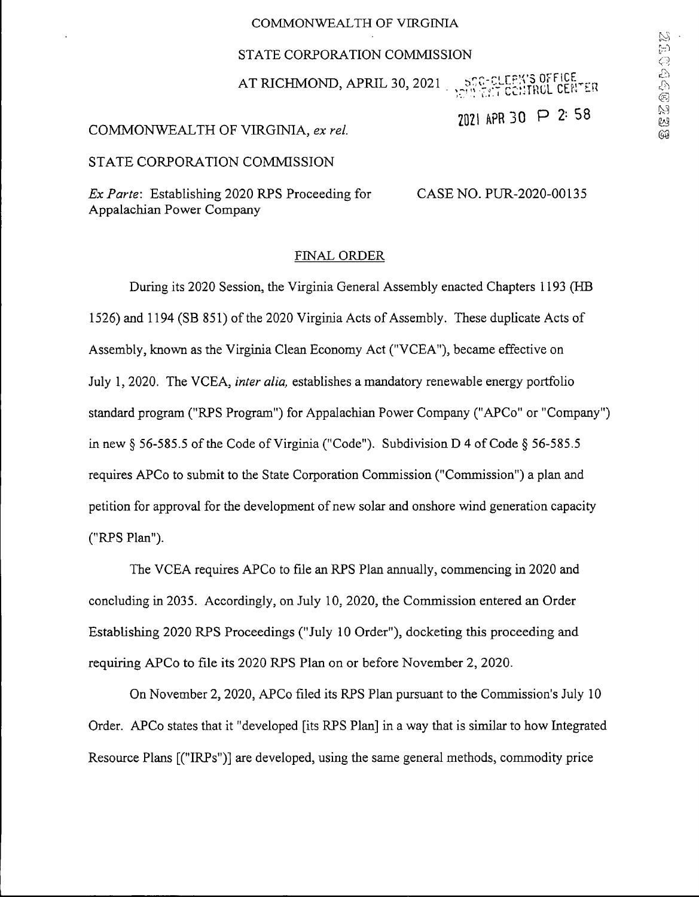COMMONWEALTH OF VIRGINIA

STATE CORPORATION COMMISSION

AT RICHMOND, APRIL 30, 2021

COMMONWEALTH OF VIRGINIA, *ex rel.*

STATE CORPORATION COMMISSION

*Ex Parte*: Establishing 2020 RPS Proceeding for Appalachian Power Company

CASE NO. PUR-2020-00135

FINAL ORDER

During its 2020 Session, the Virginia General Assembly enacted Chapters 1193 (HB 1526) and 1194 (SB 851) of the 2020 Virginia Acts of Assembly. These duplicate Acts of Assembly, known as the Virginia Clean Economy Act ("VCEA"), became effective on July 1, 2020. The VCEA, *inter alia,* establishes a mandatory renewable energy portfolio standard program ("RPS Program") for Appalachian Power Company ("APCo" or "Company") in new § 56-585.5 of the Code of Virginia ("Code"). Subdivision D 4 of Code § 56-585.5 requires APCo to submit to the State Corporation Commission ("Commission") a plan and petition for approval for the development of new solar and onshore wind generation capacity ("RPS Plan").

The VCEA requires APCo to file an RPS Plan annually, commencing in 2020 and concluding in 2035. Accordingly, on July 10, 2020, the Commission entered an Order Establishing 2020 RPS Proceedings ("July 10 Order"), docketing this proceeding and requiring APCo to file its 2020 RPS Plan on or before November 2, 2020.

On November 2, 2020, APCo filed its RPS Plan pursuant to the Commission's July 10 Order. APCo states that it "developed [its RPS Plan] in a way that is similar to how Integrated Resource Plans [("IRPs")] are developed, using the same general methods, commodity price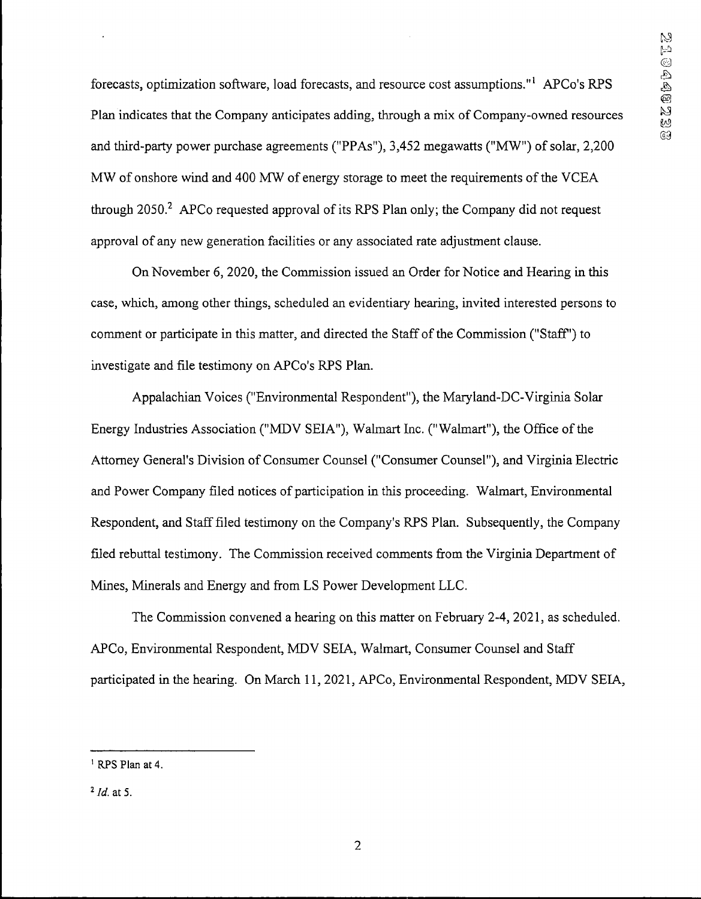forecasts, optimization software, load forecasts, and resource cost assumptions."[1] APCo's RPS Plan indicates that the Company anticipates adding, through a mix of Company-owned resources and third-party power purchase agreements ("PPAs"), 3,452 megawatts ("MW") of solar, 2,200 MW of onshore wind and 400 MW of energy storage to meet the requirements of the VCEA through 2050.[2] APCo requested approval of its RPS Plan only; the Company did not request approval of any new generation facilities or any associated rate adjustment clause.

On November 6, 2020, the Commission issued an Order for Notice and Hearing in this case, which, among other things, scheduled an evidentiary hearing, invited interested persons to comment or participate in this matter, and directed the Staff of the Commission ("Staff") to investigate and file testimony on APCo's RPS Plan.

Appalachian Voices ("Environmental Respondent"), the Maryland-DC-Virginia Solar Energy Industries Association ("MDV SEIA"), Walmart Inc. ("Walmart"), the Office of the Attorney General's Division of Consumer Counsel ("Consumer Counsel"), and Virginia Electric and Power Company filed notices of participation in this proceeding. Walmart, Environmental Respondent, and Staff filed testimony on the Company's RPS Plan. Subsequently, the Company filed rebuttal testimony. The Commission received comments from the Virginia Department of Mines, Minerals and Energy and from LS Power Development LLC.

The Commission convened a hearing on this matter on February 2-4, 2021, as scheduled. APCo, Environmental Respondent, MDV SEIA, Walmart, Consumer Counsel and Staff participated in the hearing. On March 11, 2021, APCo, Environmental Respondent, MDV SEIA,

---

[1] RPS Plan at 4.

[2] *Id.* at 5.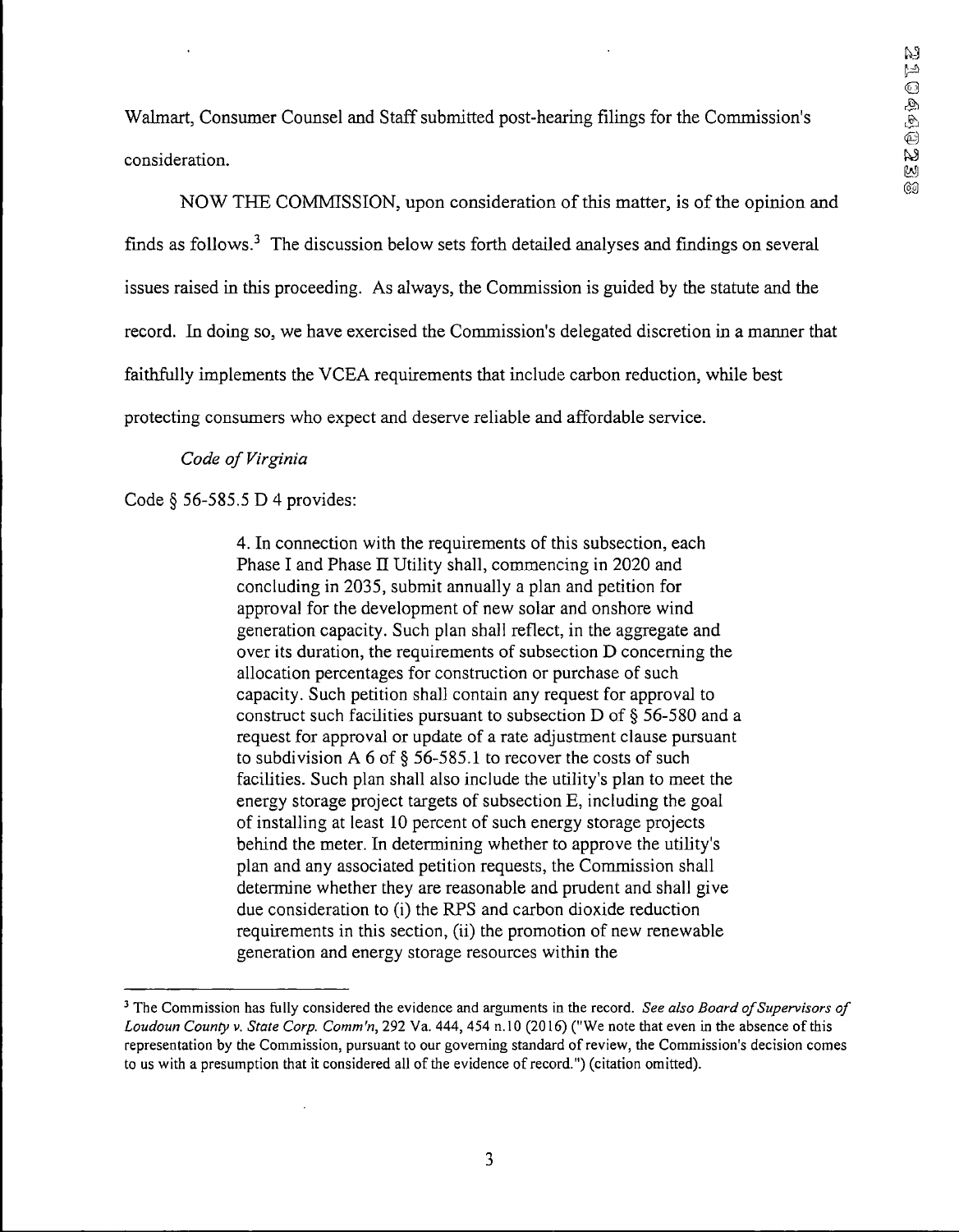Walmart, Consumer Counsel and Staff submitted post-hearing filings for the Commission's consideration.

NOW THE COMMISSION, upon consideration of this matter, is of the opinion and finds as follows.[3] The discussion below sets forth detailed analyses and findings on several issues raised in this proceeding. As always, the Commission is guided by the statute and the record. In doing so, we have exercised the Commission's delegated discretion in a manner that faithfully implements the VCEA requirements that include carbon reduction, while best protecting consumers who expect and deserve reliable and affordable service.

*Code of Virginia*

Code § 56-585.5 D 4 provides:

> 4. In connection with the requirements of this subsection, each Phase I and Phase II Utility shall, commencing in 2020 and concluding in 2035, submit annually a plan and petition for approval for the development of new solar and onshore wind generation capacity. Such plan shall reflect, in the aggregate and over its duration, the requirements of subsection D concerning the allocation percentages for construction or purchase of such capacity. Such petition shall contain any request for approval to construct such facilities pursuant to subsection D of § 56-580 and a request for approval or update of a rate adjustment clause pursuant to subdivision A 6 of § 56-585.1 to recover the costs of such facilities. Such plan shall also include the utility's plan to meet the energy storage project targets of subsection E, including the goal of installing at least 10 percent of such energy storage projects behind the meter. In determining whether to approve the utility's plan and any associated petition requests, the Commission shall determine whether they are reasonable and prudent and shall give due consideration to (i) the RPS and carbon dioxide reduction requirements in this section, (ii) the promotion of new renewable generation and energy storage resources within the

---

[3] The Commission has fully considered the evidence and arguments in the record. *See also Board of Supervisors of Loudoun County v. State Corp. Comm'n*, 292 Va. 444, 454 n.10 (2016) ("We note that even in the absence of this representation by the Commission, pursuant to our governing standard of review, the Commission's decision comes to us with a presumption that it considered all of the evidence of record.") (citation omitted).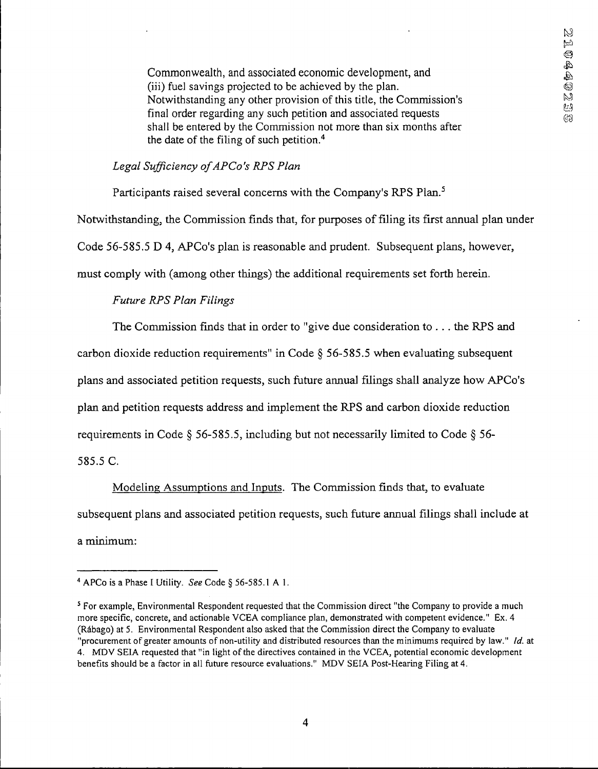> Commonwealth, and associated economic development, and (iii) fuel savings projected to be achieved by the plan. Notwithstanding any other provision of this title, the Commission's final order regarding any such petition and associated requests shall be entered by the Commission not more than six months after the date of the filing of such petition.[4]

*Legal Sufficiency of APCo's RPS Plan*

Participants raised several concerns with the Company's RPS Plan.[5] Notwithstanding, the Commission finds that, for purposes of filing its first annual plan under Code 56-585.5 D 4, APCo's plan is reasonable and prudent. Subsequent plans, however, must comply with (among other things) the additional requirements set forth herein.

*Future RPS Plan Filings*

The Commission finds that in order to "give due consideration to . . . the RPS and carbon dioxide reduction requirements" in Code § 56-585.5 when evaluating subsequent plans and associated petition requests, such future annual filings shall analyze how APCo's plan and petition requests address and implement the RPS and carbon dioxide reduction requirements in Code § 56-585.5, including but not necessarily limited to Code § 56-585.5 C.

Modeling Assumptions and Inputs. The Commission finds that, to evaluate subsequent plans and associated petition requests, such future annual filings shall include at a minimum:

---

[4] APCo is a Phase I Utility. *See* Code § 56-585.1 A 1.

[5] For example, Environmental Respondent requested that the Commission direct "the Company to provide a much more specific, concrete, and actionable VCEA compliance plan, demonstrated with competent evidence." Ex. 4 (Rábago) at 5. Environmental Respondent also asked that the Commission direct the Company to evaluate "procurement of greater amounts of non-utility and distributed resources than the minimums required by law." *Id.* at 4. MDV SEIA requested that "in light of the directives contained in the VCEA, potential economic development benefits should be a factor in all future resource evaluations." MDV SEIA Post-Hearing Filing at 4.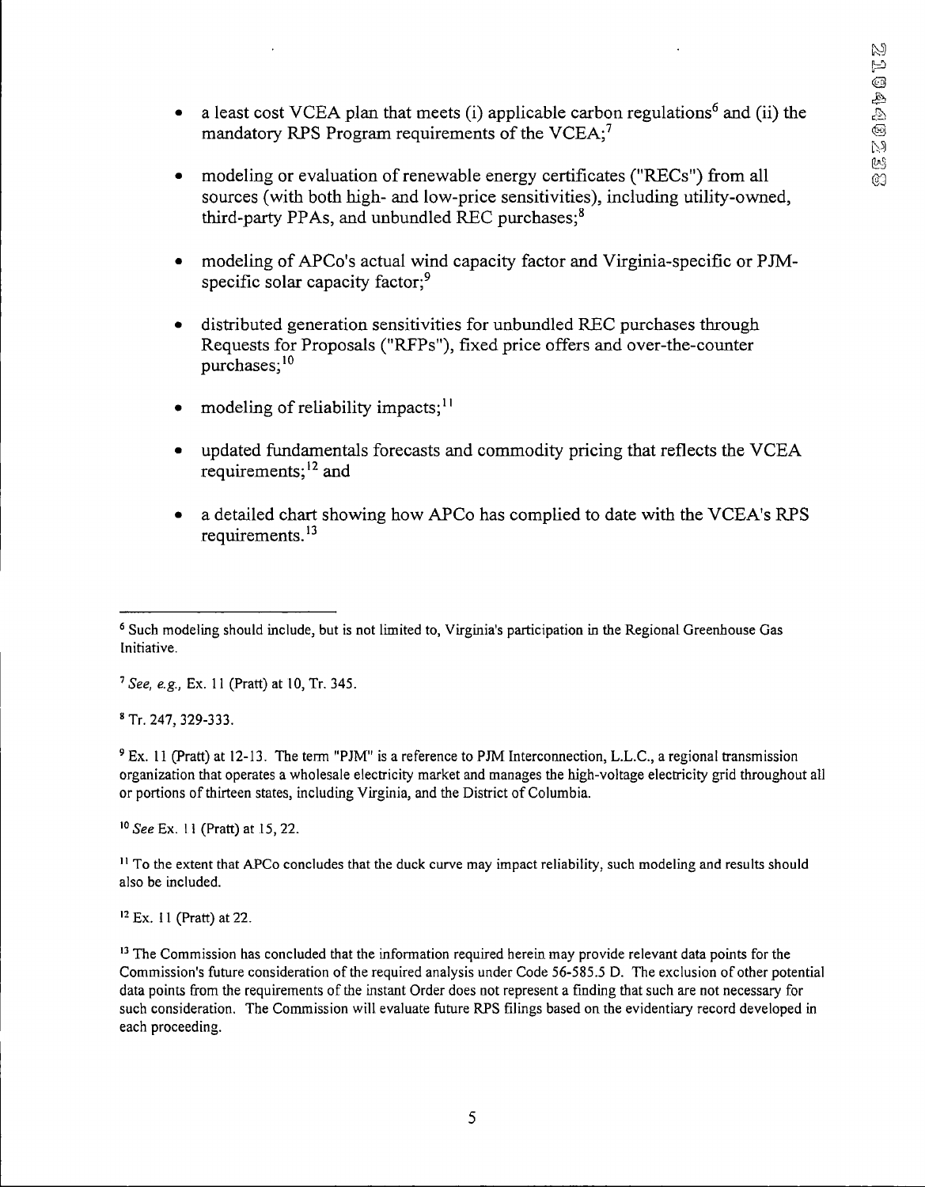- a least cost VCEA plan that meets (i) applicable carbon regulations[6] and (ii) the mandatory RPS Program requirements of the VCEA;[7]

- modeling or evaluation of renewable energy certificates ("RECs") from all sources (with both high- and low-price sensitivities), including utility-owned, third-party PPAs, and unbundled REC purchases;[8]

- modeling of APCo's actual wind capacity factor and Virginia-specific or PJM-specific solar capacity factor;[9]

- distributed generation sensitivities for unbundled REC purchases through Requests for Proposals ("RFPs"), fixed price offers and over-the-counter purchases;[10]

- modeling of reliability impacts;[11]

- updated fundamentals forecasts and commodity pricing that reflects the VCEA requirements;[12] and

- a detailed chart showing how APCo has complied to date with the VCEA's RPS requirements.[13]

---

[6] Such modeling should include, but is not limited to, Virginia's participation in the Regional Greenhouse Gas Initiative.

[7] *See, e.g.,* Ex. 11 (Pratt) at 10, Tr. 345.

[8] Tr. 247, 329-333.

[9] Ex. 11 (Pratt) at 12-13. The term "PJM" is a reference to PJM Interconnection, L.L.C., a regional transmission organization that operates a wholesale electricity market and manages the high-voltage electricity grid throughout all or portions of thirteen states, including Virginia, and the District of Columbia.

[10] *See* Ex. 11 (Pratt) at 15, 22.

[11] To the extent that APCo concludes that the duck curve may impact reliability, such modeling and results should also be included.

[12] Ex. 11 (Pratt) at 22.

[13] The Commission has concluded that the information required herein may provide relevant data points for the Commission's future consideration of the required analysis under Code 56-585.5 D. The exclusion of other potential data points from the requirements of the instant Order does not represent a finding that such are not necessary for such consideration. The Commission will evaluate future RPS filings based on the evidentiary record developed in each proceeding.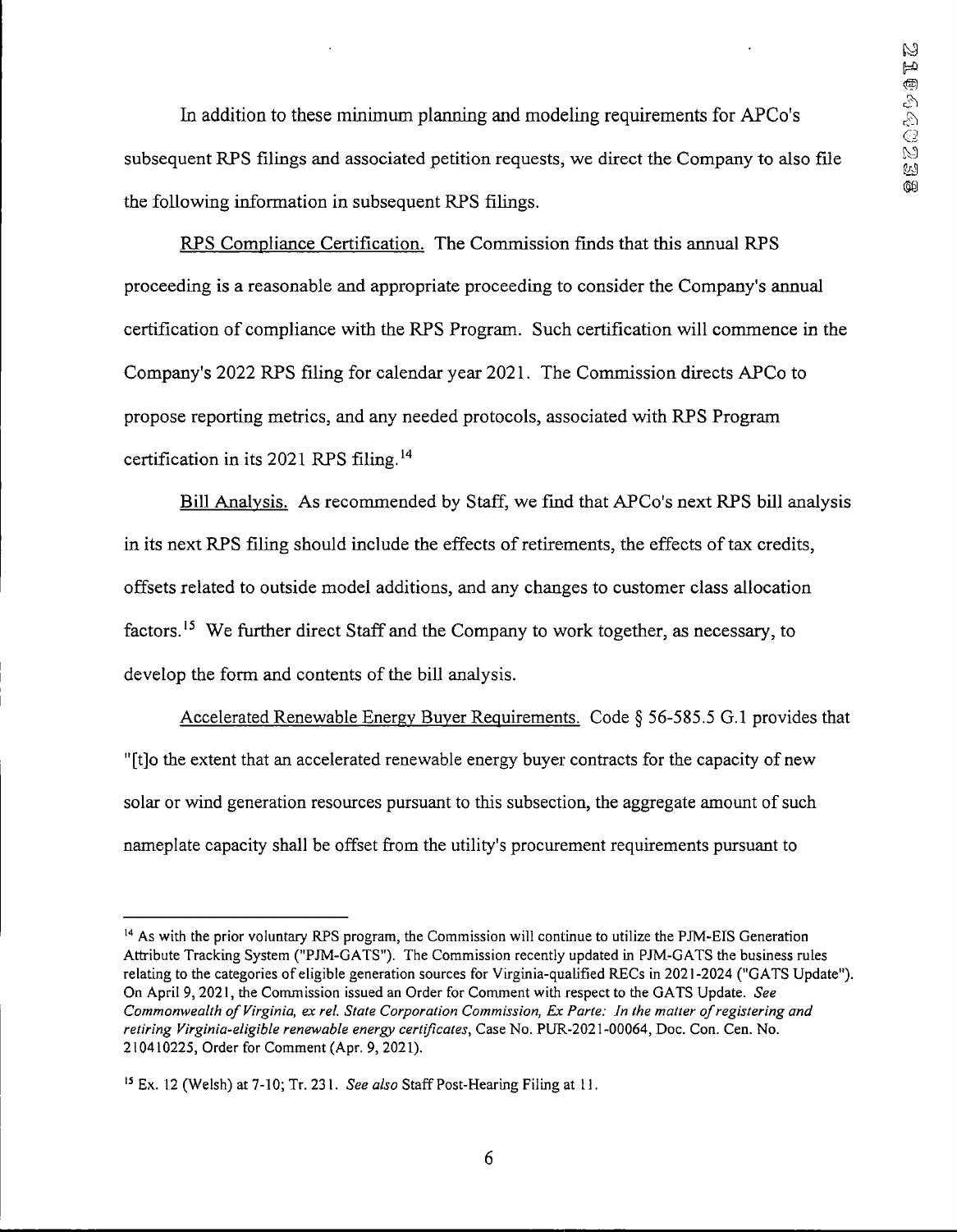In addition to these minimum planning and modeling requirements for APCo's subsequent RPS filings and associated petition requests, we direct the Company to also file the following information in subsequent RPS filings.

RPS Compliance Certification. The Commission finds that this annual RPS proceeding is a reasonable and appropriate proceeding to consider the Company's annual certification of compliance with the RPS Program. Such certification will commence in the Company's 2022 RPS filing for calendar year 2021. The Commission directs APCo to propose reporting metrics, and any needed protocols, associated with RPS Program certification in its 2021 RPS filing.[14]

Bill Analysis. As recommended by Staff, we find that APCo's next RPS bill analysis in its next RPS filing should include the effects of retirements, the effects of tax credits, offsets related to outside model additions, and any changes to customer class allocation factors.[15] We further direct Staff and the Company to work together, as necessary, to develop the form and contents of the bill analysis.

Accelerated Renewable Energy Buyer Requirements. Code § 56-585.5 G.1 provides that "[t]o the extent that an accelerated renewable energy buyer contracts for the capacity of new solar or wind generation resources pursuant to this subsection, the aggregate amount of such nameplate capacity shall be offset from the utility's procurement requirements pursuant to

---

[14] As with the prior voluntary RPS program, the Commission will continue to utilize the PJM-EIS Generation Attribute Tracking System ("PJM-GATS"). The Commission recently updated in PJM-GATS the business rules relating to the categories of eligible generation sources for Virginia-qualified RECs in 2021-2024 ("GATS Update"). On April 9, 2021, the Commission issued an Order for Comment with respect to the GATS Update. *See Commonwealth of Virginia, ex rel. State Corporation Commission, Ex Parte: In the matter of registering and retiring Virginia-eligible renewable energy certificates*, Case No. PUR-2021-00064, Doc. Con. Cen. No. 210410225, Order for Comment (Apr. 9, 2021).

[15] Ex. 12 (Welsh) at 7-10; Tr. 231. *See also* Staff Post-Hearing Filing at 11.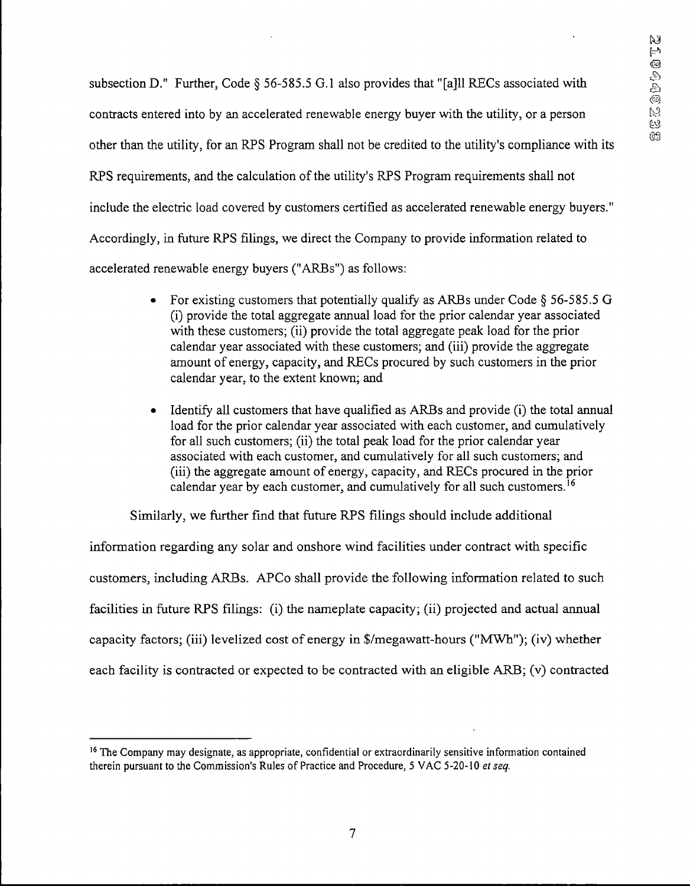subsection D." Further, Code § 56-585.5 G.1 also provides that "[a]ll RECs associated with contracts entered into by an accelerated renewable energy buyer with the utility, or a person other than the utility, for an RPS Program shall not be credited to the utility's compliance with its RPS requirements, and the calculation of the utility's RPS Program requirements shall not include the electric load covered by customers certified as accelerated renewable energy buyers." Accordingly, in future RPS filings, we direct the Company to provide information related to accelerated renewable energy buyers ("ARBs") as follows:

- For existing customers that potentially qualify as ARBs under Code § 56-585.5 G (i) provide the total aggregate annual load for the prior calendar year associated with these customers; (ii) provide the total aggregate peak load for the prior calendar year associated with these customers; and (iii) provide the aggregate amount of energy, capacity, and RECs procured by such customers in the prior calendar year, to the extent known; and
- Identify all customers that have qualified as ARBs and provide (i) the total annual load for the prior calendar year associated with each customer, and cumulatively for all such customers; (ii) the total peak load for the prior calendar year associated with each customer, and cumulatively for all such customers; and (iii) the aggregate amount of energy, capacity, and RECs procured in the prior calendar year by each customer, and cumulatively for all such customers.[16]

Similarly, we further find that future RPS filings should include additional information regarding any solar and onshore wind facilities under contract with specific customers, including ARBs. APCo shall provide the following information related to such facilities in future RPS filings: (i) the nameplate capacity; (ii) projected and actual annual capacity factors; (iii) levelized cost of energy in $/megawatt-hours ("MWh"); (iv) whether each facility is contracted or expected to be contracted with an eligible ARB; (v) contracted

[16] The Company may designate, as appropriate, confidential or extraordinarily sensitive information contained therein pursuant to the Commission's Rules of Practice and Procedure, 5 VAC 5-20-10 *et seq.*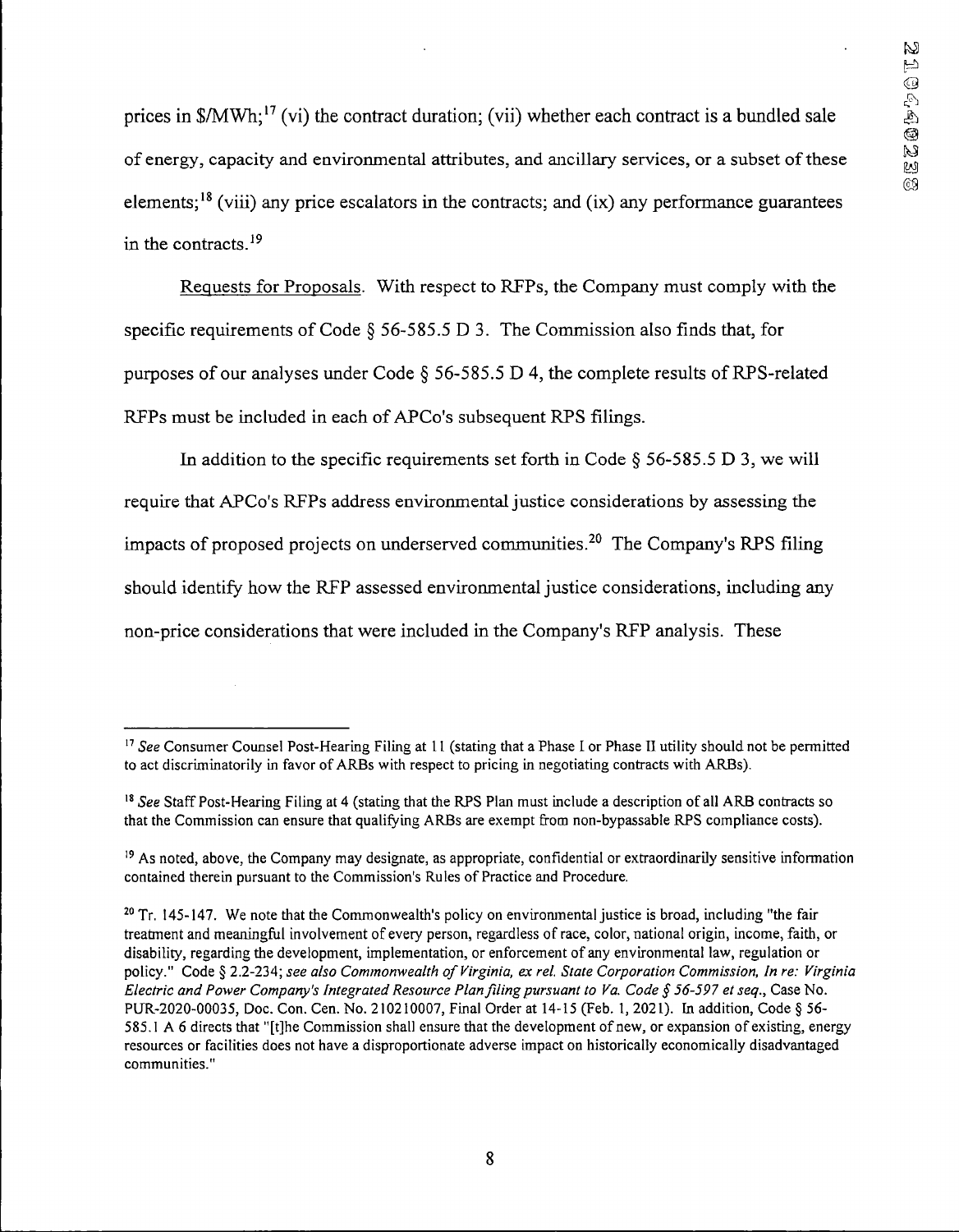prices in \$/MWh;[17] (vi) the contract duration; (vii) whether each contract is a bundled sale of energy, capacity and environmental attributes, and ancillary services, or a subset of these elements;[18] (viii) any price escalators in the contracts; and (ix) any performance guarantees in the contracts.[19]

Requests for Proposals. With respect to RFPs, the Company must comply with the specific requirements of Code § 56-585.5 D 3. The Commission also finds that, for purposes of our analyses under Code § 56-585.5 D 4, the complete results of RPS-related RFPs must be included in each of APCo's subsequent RPS filings.

In addition to the specific requirements set forth in Code § 56-585.5 D 3, we will require that APCo's RFPs address environmental justice considerations by assessing the impacts of proposed projects on underserved communities.[20] The Company's RPS filing should identify how the RFP assessed environmental justice considerations, including any non-price considerations that were included in the Company's RFP analysis. These

---

[17] *See* Consumer Counsel Post-Hearing Filing at 11 (stating that a Phase I or Phase II utility should not be permitted to act discriminatorily in favor of ARBs with respect to pricing in negotiating contracts with ARBs).

[18] *See* Staff Post-Hearing Filing at 4 (stating that the RPS Plan must include a description of all ARB contracts so that the Commission can ensure that qualifying ARBs are exempt from non-bypassable RPS compliance costs).

[19] As noted, above, the Company may designate, as appropriate, confidential or extraordinarily sensitive information contained therein pursuant to the Commission's Rules of Practice and Procedure.

[20] Tr. 145-147. We note that the Commonwealth's policy on environmental justice is broad, including "the fair treatment and meaningful involvement of every person, regardless of race, color, national origin, income, faith, or disability, regarding the development, implementation, or enforcement of any environmental law, regulation or policy." Code § 2.2-234; *see also Commonwealth of Virginia, ex rel. State Corporation Commission, In re: Virginia Electric and Power Company's Integrated Resource Plan filing pursuant to Va. Code § 56-597 et seq.*, Case No. PUR-2020-00035, Doc. Con. Cen. No. 210210007, Final Order at 14-15 (Feb. 1, 2021). In addition, Code § 56-585.1 A 6 directs that "[t]he Commission shall ensure that the development of new, or expansion of existing, energy resources or facilities does not have a disproportionate adverse impact on historically economically disadvantaged communities."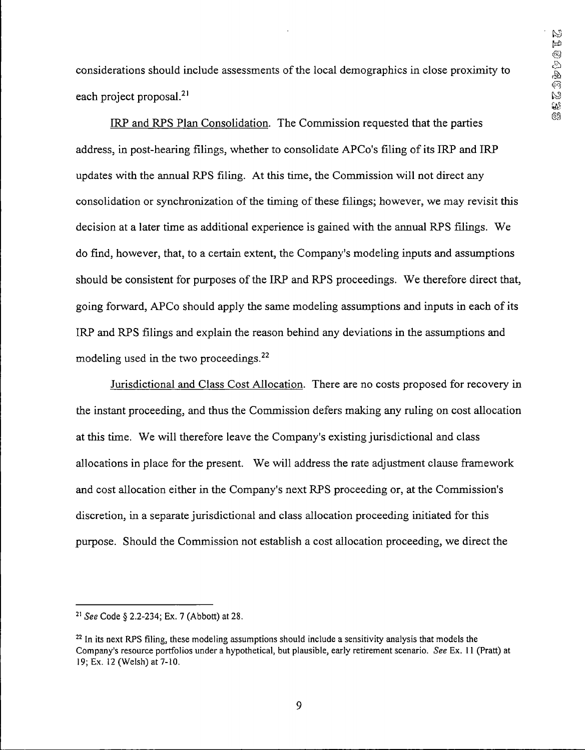considerations should include assessments of the local demographics in close proximity to each project proposal.[21]

IRP and RPS Plan Consolidation. The Commission requested that the parties address, in post-hearing filings, whether to consolidate APCo's filing of its IRP and IRP updates with the annual RPS filing. At this time, the Commission will not direct any consolidation or synchronization of the timing of these filings; however, we may revisit this decision at a later time as additional experience is gained with the annual RPS filings. We do find, however, that, to a certain extent, the Company's modeling inputs and assumptions should be consistent for purposes of the IRP and RPS proceedings. We therefore direct that, going forward, APCo should apply the same modeling assumptions and inputs in each of its IRP and RPS filings and explain the reason behind any deviations in the assumptions and modeling used in the two proceedings.[22]

Jurisdictional and Class Cost Allocation. There are no costs proposed for recovery in the instant proceeding, and thus the Commission defers making any ruling on cost allocation at this time. We will therefore leave the Company's existing jurisdictional and class allocations in place for the present. We will address the rate adjustment clause framework and cost allocation either in the Company's next RPS proceeding or, at the Commission's discretion, in a separate jurisdictional and class allocation proceeding initiated for this purpose. Should the Commission not establish a cost allocation proceeding, we direct the

---

[21] *See* Code § 2.2-234; Ex. 7 (Abbott) at 28.

[22] In its next RPS filing, these modeling assumptions should include a sensitivity analysis that models the Company's resource portfolios under a hypothetical, but plausible, early retirement scenario. *See* Ex. 11 (Pratt) at 19; Ex. 12 (Welsh) at 7-10.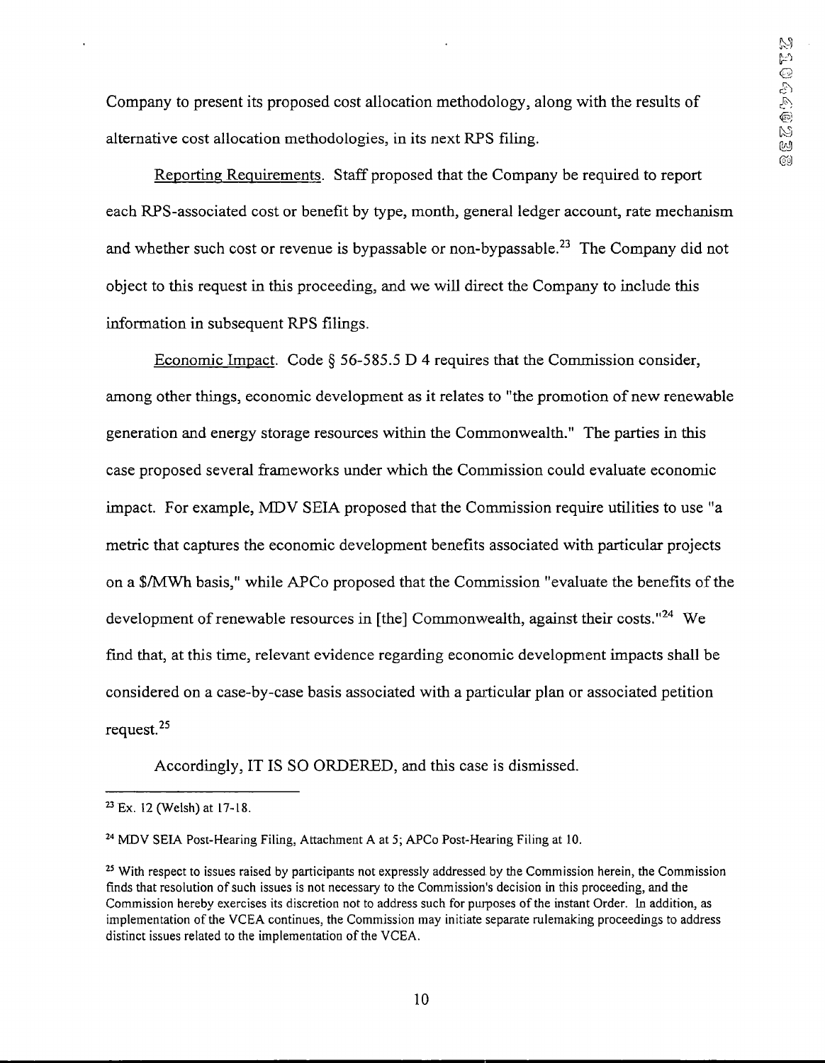Company to present its proposed cost allocation methodology, along with the results of alternative cost allocation methodologies, in its next RPS filing.

Reporting Requirements. Staff proposed that the Company be required to report each RPS-associated cost or benefit by type, month, general ledger account, rate mechanism and whether such cost or revenue is bypassable or non-bypassable.[23] The Company did not object to this request in this proceeding, and we will direct the Company to include this information in subsequent RPS filings.

Economic Impact. Code § 56-585.5 D 4 requires that the Commission consider, among other things, economic development as it relates to "the promotion of new renewable generation and energy storage resources within the Commonwealth." The parties in this case proposed several frameworks under which the Commission could evaluate economic impact. For example, MDV SEIA proposed that the Commission require utilities to use "a metric that captures the economic development benefits associated with particular projects on a $/MWh basis," while APCo proposed that the Commission "evaluate the benefits of the development of renewable resources in [the] Commonwealth, against their costs."[24] We find that, at this time, relevant evidence regarding economic development impacts shall be considered on a case-by-case basis associated with a particular plan or associated petition request.[25]

Accordingly, IT IS SO ORDERED, and this case is dismissed.

---

[23] Ex. 12 (Welsh) at 17-18.

[24] MDV SEIA Post-Hearing Filing, Attachment A at 5; APCo Post-Hearing Filing at 10.

[25] With respect to issues raised by participants not expressly addressed by the Commission herein, the Commission finds that resolution of such issues is not necessary to the Commission's decision in this proceeding, and the Commission hereby exercises its discretion not to address such for purposes of the instant Order. In addition, as implementation of the VCEA continues, the Commission may initiate separate rulemaking proceedings to address distinct issues related to the implementation of the VCEA.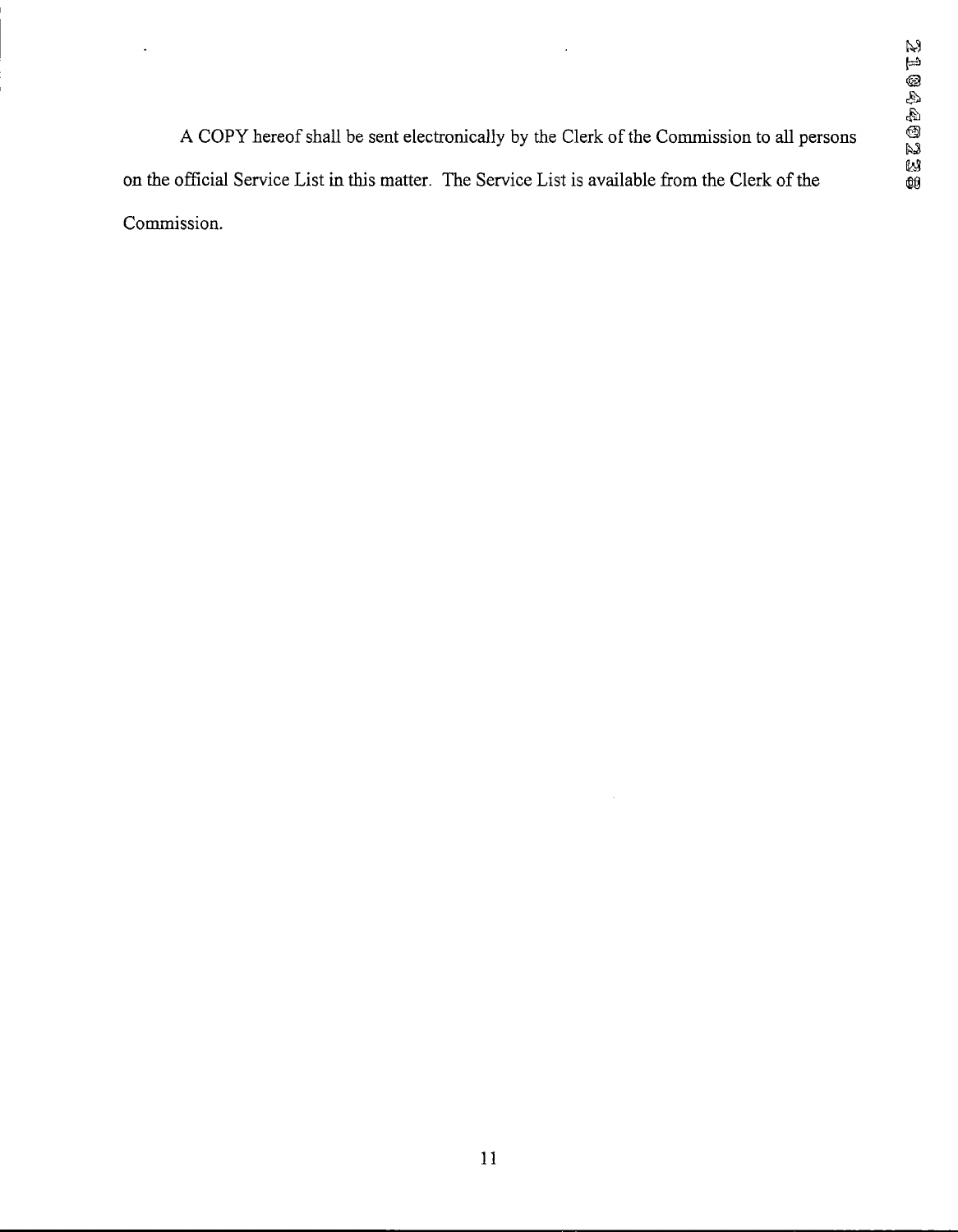A COPY hereof shall be sent electronically by the Clerk of the Commission to all persons on the official Service List in this matter. The Service List is available from the Clerk of the Commission.